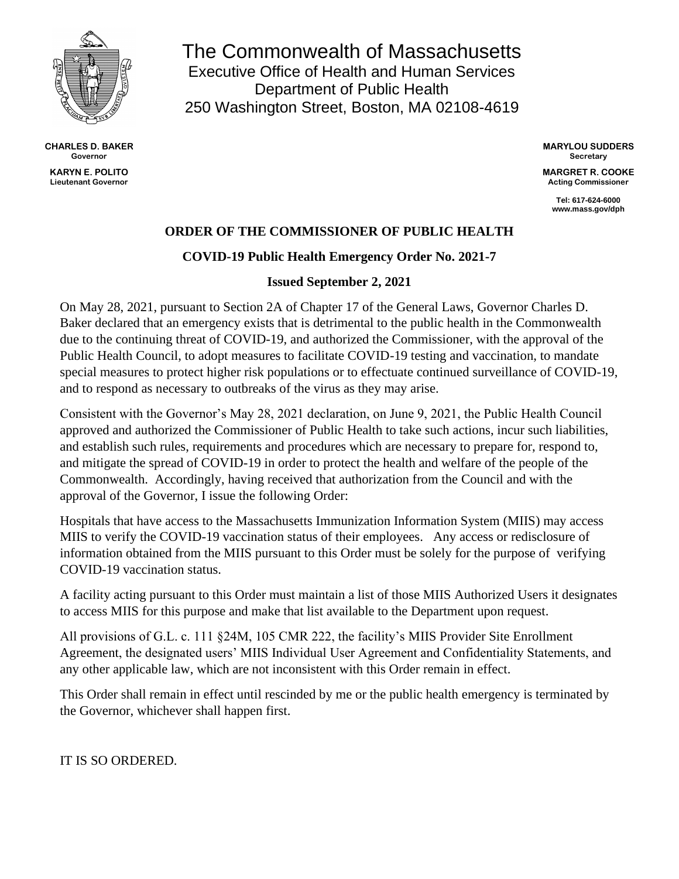# The Commonwealth of Massachusetts

Executive Office of Health and Human Services
Department of Public Health
250 Washington Street, Boston, MA 02108-4619

**CHARLES D. BAKER**
**Governor**

**KARYN E. POLITO**
**Lieutenant Governor**

**MARYLOU SUDDERS**
**Secretary**

**MARGRET R. COOKE**
**Acting Commissioner**

**Tel: 617-624-6000**
**www.mass.gov/dph**

## ORDER OF THE COMMISSIONER OF PUBLIC HEALTH

### COVID-19 Public Health Emergency Order No. 2021-7

### Issued September 2, 2021

On May 28, 2021, pursuant to Section 2A of Chapter 17 of the General Laws, Governor Charles D. Baker declared that an emergency exists that is detrimental to the public health in the Commonwealth due to the continuing threat of COVID-19, and authorized the Commissioner, with the approval of the Public Health Council, to adopt measures to facilitate COVID-19 testing and vaccination, to mandate special measures to protect higher risk populations or to effectuate continued surveillance of COVID-19, and to respond as necessary to outbreaks of the virus as they may arise.

Consistent with the Governor's May 28, 2021 declaration, on June 9, 2021, the Public Health Council approved and authorized the Commissioner of Public Health to take such actions, incur such liabilities, and establish such rules, requirements and procedures which are necessary to prepare for, respond to, and mitigate the spread of COVID-19 in order to protect the health and welfare of the people of the Commonwealth. Accordingly, having received that authorization from the Council and with the approval of the Governor, I issue the following Order:

Hospitals that have access to the Massachusetts Immunization Information System (MIIS) may access MIIS to verify the COVID-19 vaccination status of their employees. Any access or redisclosure of information obtained from the MIIS pursuant to this Order must be solely for the purpose of verifying COVID-19 vaccination status.

A facility acting pursuant to this Order must maintain a list of those MIIS Authorized Users it designates to access MIIS for this purpose and make that list available to the Department upon request.

All provisions of G.L. c. 111 §24M, 105 CMR 222, the facility's MIIS Provider Site Enrollment Agreement, the designated users' MIIS Individual User Agreement and Confidentiality Statements, and any other applicable law, which are not inconsistent with this Order remain in effect.

This Order shall remain in effect until rescinded by me or the public health emergency is terminated by the Governor, whichever shall happen first.

IT IS SO ORDERED.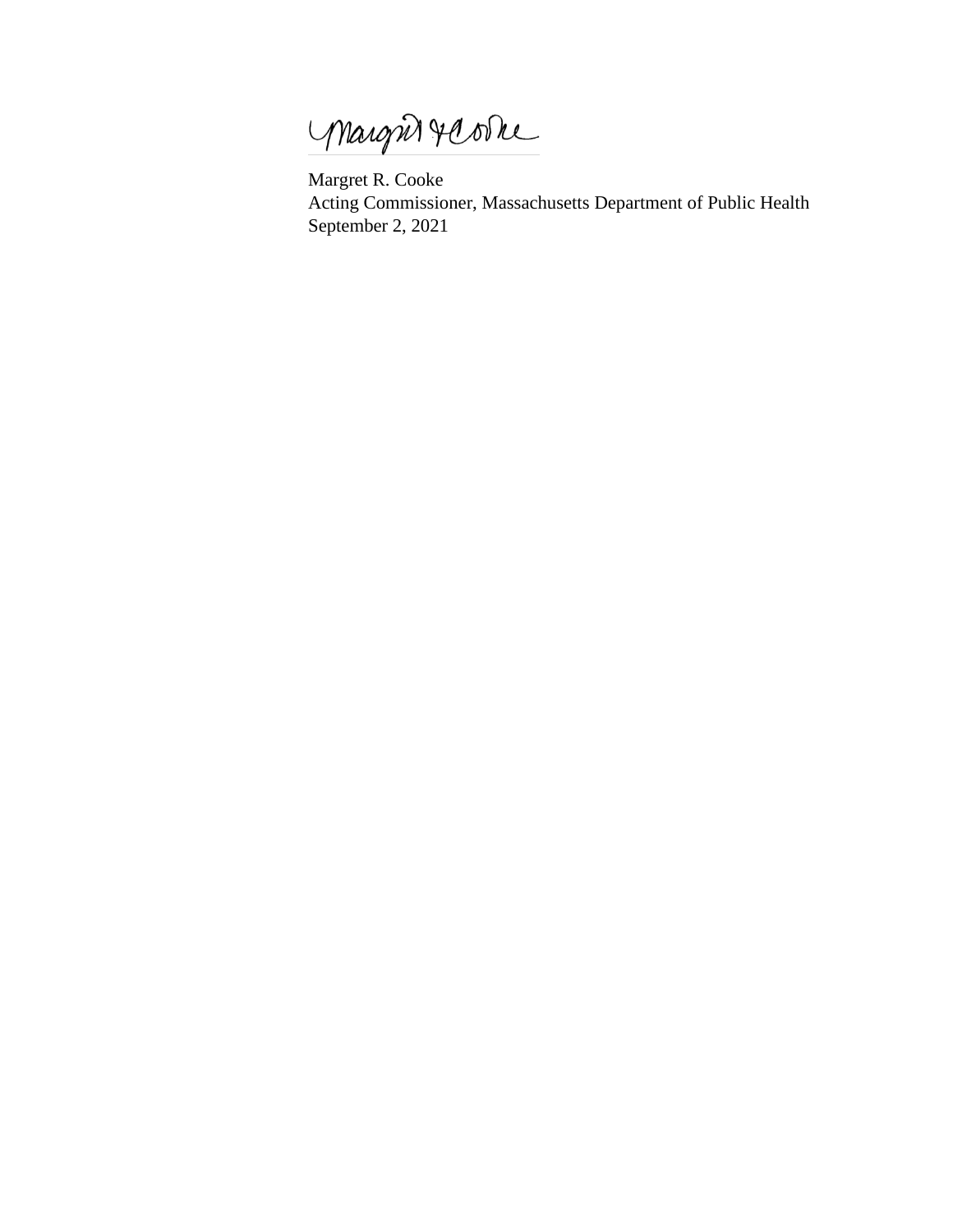Margret R. Cooke
Acting Commissioner, Massachusetts Department of Public Health
September 2, 2021